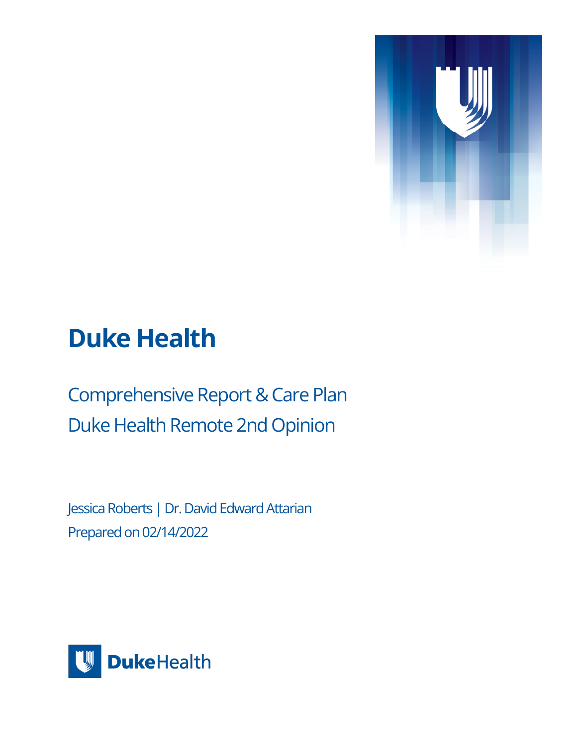# Duke Health

## Comprehensive Report & Care Plan
## Duke Health Remote 2nd Opinion

Jessica Roberts | Dr. David Edward Attarian
Prepared on 02/14/2022

DukeHealth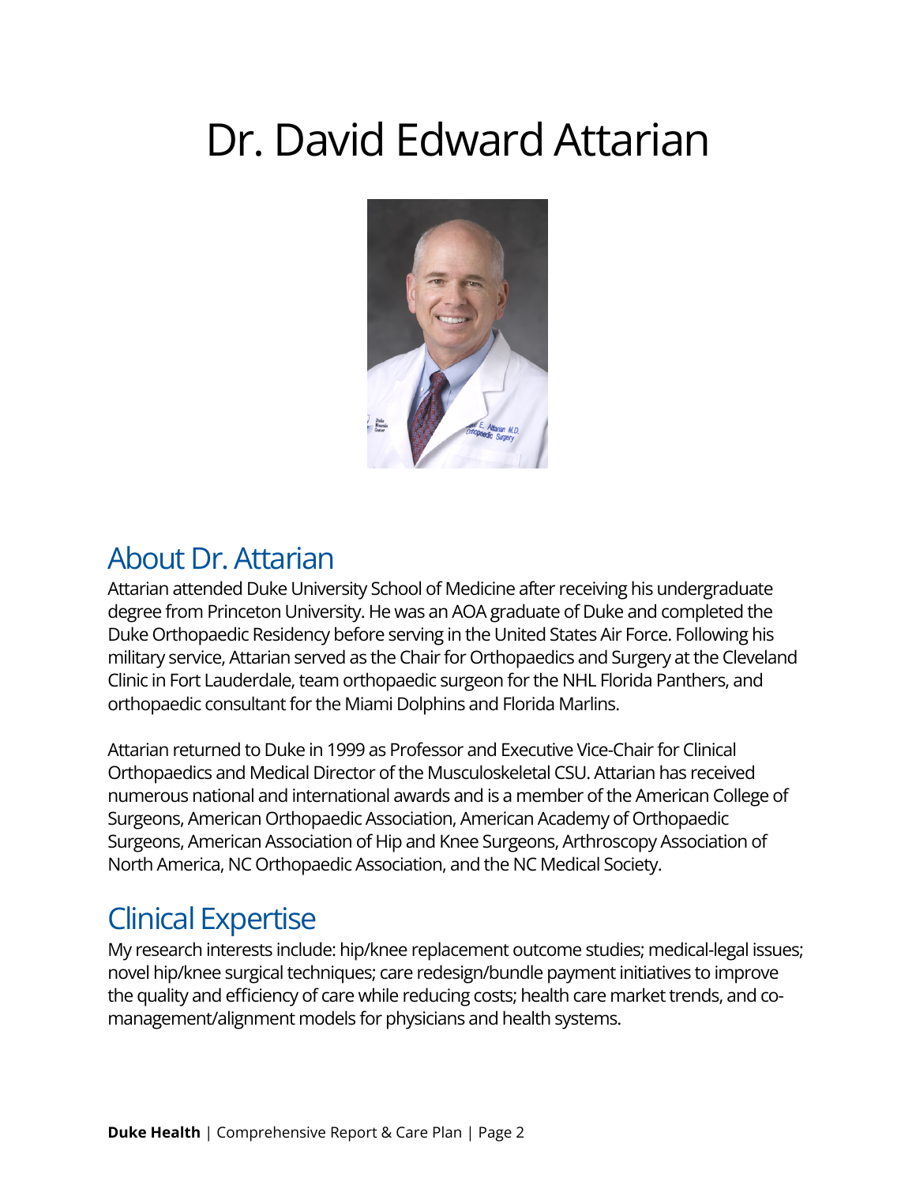# Dr. David Edward Attarian

## About Dr. Attarian

Attarian attended Duke University School of Medicine after receiving his undergraduate degree from Princeton University. He was an AOA graduate of Duke and completed the Duke Orthopaedic Residency before serving in the United States Air Force. Following his military service, Attarian served as the Chair for Orthopaedics and Surgery at the Cleveland Clinic in Fort Lauderdale, team orthopaedic surgeon for the NHL Florida Panthers, and orthopaedic consultant for the Miami Dolphins and Florida Marlins.

Attarian returned to Duke in 1999 as Professor and Executive Vice-Chair for Clinical Orthopaedics and Medical Director of the Musculoskeletal CSU. Attarian has received numerous national and international awards and is a member of the American College of Surgeons, American Orthopaedic Association, American Academy of Orthopaedic Surgeons, American Association of Hip and Knee Surgeons, Arthroscopy Association of North America, NC Orthopaedic Association, and the NC Medical Society.

## Clinical Expertise

My research interests include: hip/knee replacement outcome studies; medical-legal issues; novel hip/knee surgical techniques; care redesign/bundle payment initiatives to improve the quality and efficiency of care while reducing costs; health care market trends, and co-management/alignment models for physicians and health systems.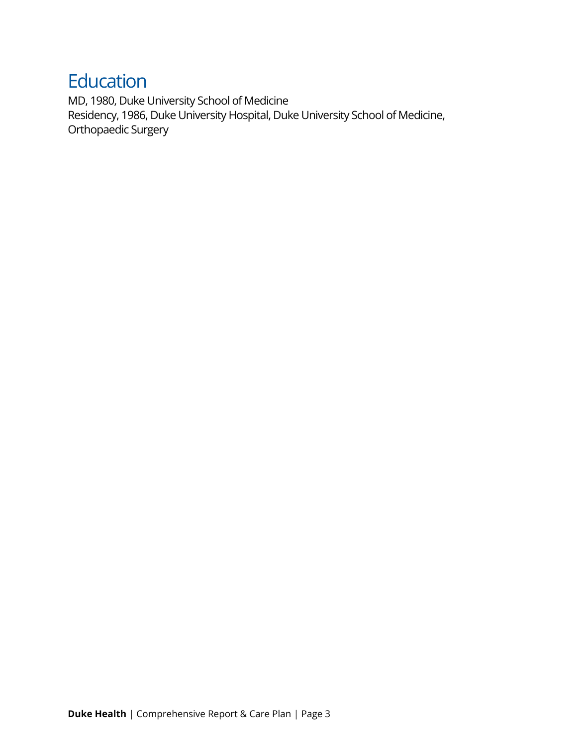## Education

MD, 1980, Duke University School of Medicine
Residency, 1986, Duke University Hospital, Duke University School of Medicine, Orthopaedic Surgery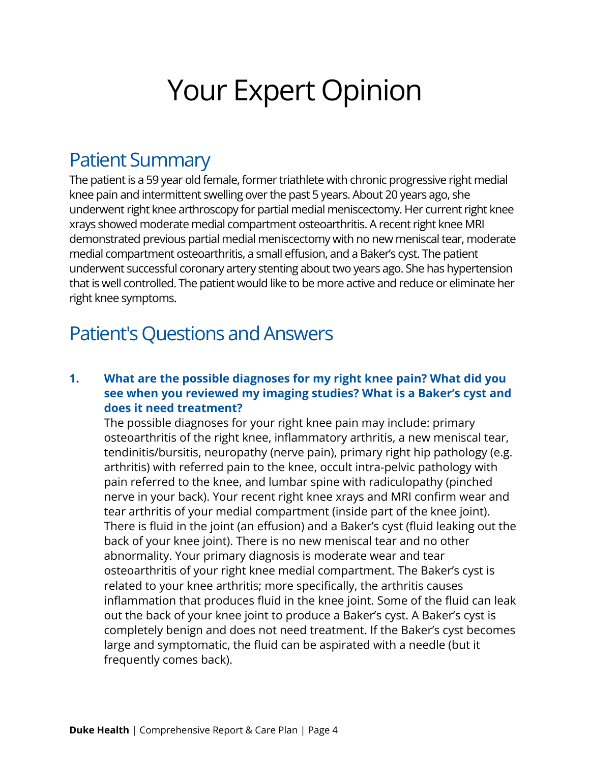# Your Expert Opinion

## Patient Summary

The patient is a 59 year old female, former triathlete with chronic progressive right medial knee pain and intermittent swelling over the past 5 years. About 20 years ago, she underwent right knee arthroscopy for partial medial meniscectomy. Her current right knee xrays showed moderate medial compartment osteoarthritis. A recent right knee MRI demonstrated previous partial medial meniscectomy with no new meniscal tear, moderate medial compartment osteoarthritis, a small effusion, and a Baker's cyst. The patient underwent successful coronary artery stenting about two years ago. She has hypertension that is well controlled. The patient would like to be more active and reduce or eliminate her right knee symptoms.

## Patient's Questions and Answers

1. **What are the possible diagnoses for my right knee pain? What did you see when you reviewed my imaging studies? What is a Baker's cyst and does it need treatment?**

   The possible diagnoses for your right knee pain may include: primary osteoarthritis of the right knee, inflammatory arthritis, a new meniscal tear, tendinitis/bursitis, neuropathy (nerve pain), primary right hip pathology (e.g. arthritis) with referred pain to the knee, occult intra-pelvic pathology with pain referred to the knee, and lumbar spine with radiculopathy (pinched nerve in your back). Your recent right knee xrays and MRI confirm wear and tear arthritis of your medial compartment (inside part of the knee joint). There is fluid in the joint (an effusion) and a Baker's cyst (fluid leaking out the back of your knee joint). There is no new meniscal tear and no other abnormality. Your primary diagnosis is moderate wear and tear osteoarthritis of your right knee medial compartment. The Baker's cyst is related to your knee arthritis; more specifically, the arthritis causes inflammation that produces fluid in the knee joint. Some of the fluid can leak out the back of your knee joint to produce a Baker's cyst. A Baker's cyst is completely benign and does not need treatment. If the Baker's cyst becomes large and symptomatic, the fluid can be aspirated with a needle (but it frequently comes back).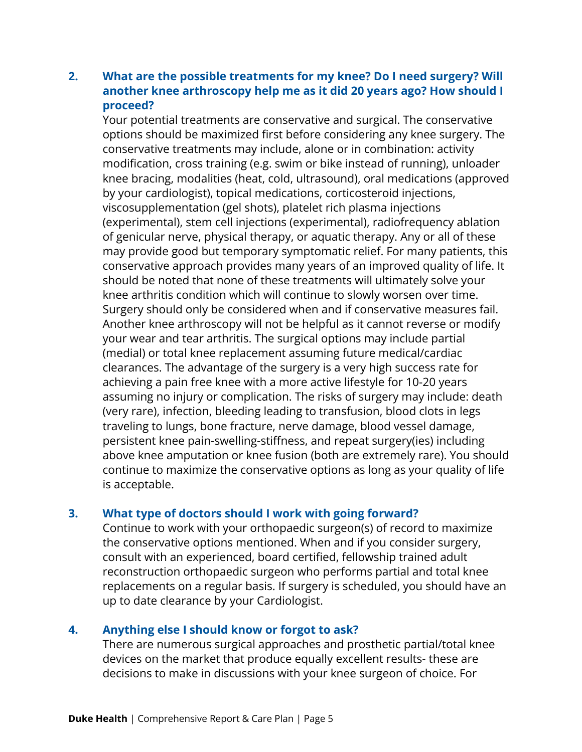**2. What are the possible treatments for my knee? Do I need surgery? Will another knee arthroscopy help me as it did 20 years ago? How should I proceed?**

Your potential treatments are conservative and surgical. The conservative options should be maximized first before considering any knee surgery. The conservative treatments may include, alone or in combination: activity modification, cross training (e.g. swim or bike instead of running), unloader knee bracing, modalities (heat, cold, ultrasound), oral medications (approved by your cardiologist), topical medications, corticosteroid injections, viscosupplementation (gel shots), platelet rich plasma injections (experimental), stem cell injections (experimental), radiofrequency ablation of genicular nerve, physical therapy, or aquatic therapy. Any or all of these may provide good but temporary symptomatic relief. For many patients, this conservative approach provides many years of an improved quality of life. It should be noted that none of these treatments will ultimately solve your knee arthritis condition which will continue to slowly worsen over time. Surgery should only be considered when and if conservative measures fail. Another knee arthroscopy will not be helpful as it cannot reverse or modify your wear and tear arthritis. The surgical options may include partial (medial) or total knee replacement assuming future medical/cardiac clearances. The advantage of the surgery is a very high success rate for achieving a pain free knee with a more active lifestyle for 10-20 years assuming no injury or complication. The risks of surgery may include: death (very rare), infection, bleeding leading to transfusion, blood clots in legs traveling to lungs, bone fracture, nerve damage, blood vessel damage, persistent knee pain-swelling-stiffness, and repeat surgery(ies) including above knee amputation or knee fusion (both are extremely rare). You should continue to maximize the conservative options as long as your quality of life is acceptable.

**3. What type of doctors should I work with going forward?**

Continue to work with your orthopaedic surgeon(s) of record to maximize the conservative options mentioned. When and if you consider surgery, consult with an experienced, board certified, fellowship trained adult reconstruction orthopaedic surgeon who performs partial and total knee replacements on a regular basis. If surgery is scheduled, you should have an up to date clearance by your Cardiologist.

**4. Anything else I should know or forgot to ask?**

There are numerous surgical approaches and prosthetic partial/total knee devices on the market that produce equally excellent results- these are decisions to make in discussions with your knee surgeon of choice. For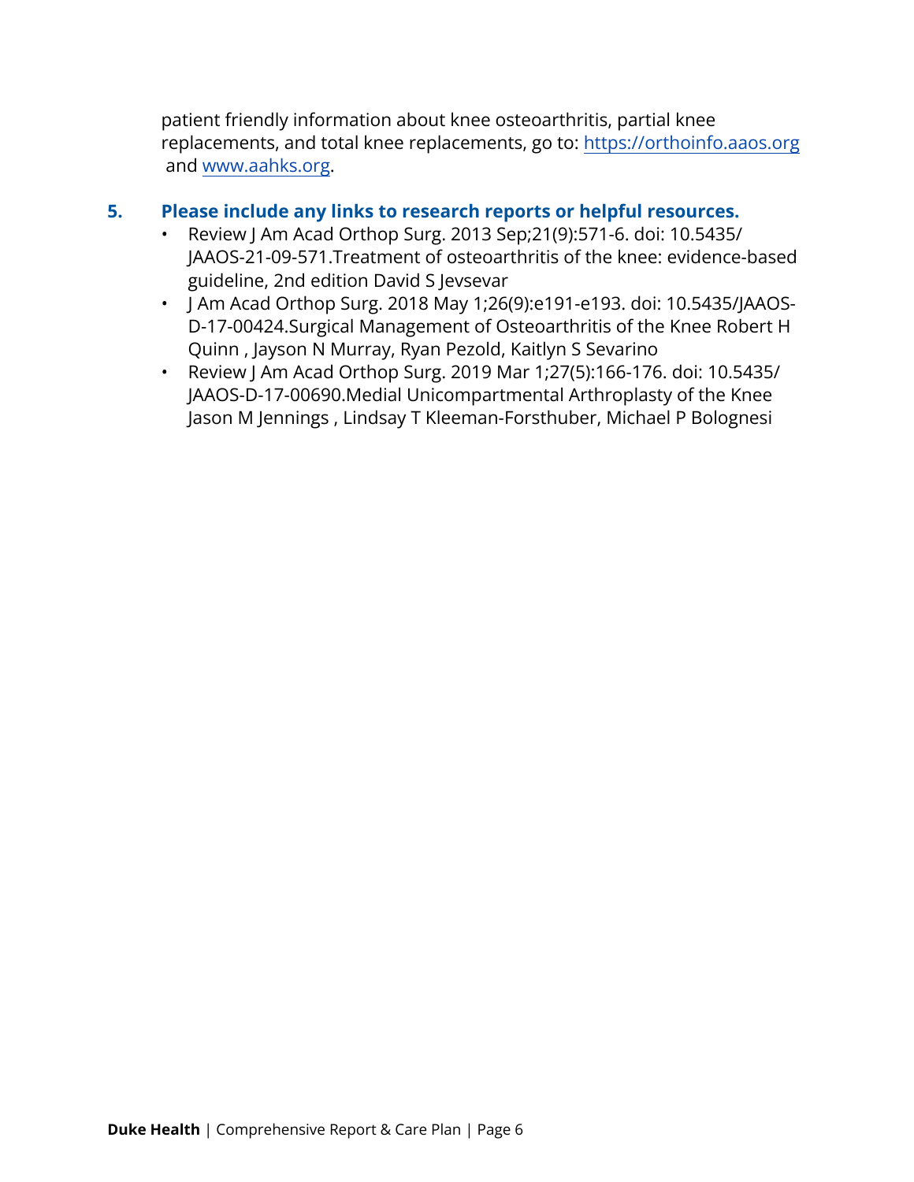patient friendly information about knee osteoarthritis, partial knee replacements, and total knee replacements, go to: https://orthoinfo.aaos.org and www.aahks.org.

**5. Please include any links to research reports or helpful resources.**

- Review J Am Acad Orthop Surg. 2013 Sep;21(9):571-6. doi: 10.5435/JAAOS-21-09-571.Treatment of osteoarthritis of the knee: evidence-based guideline, 2nd edition David S Jevsevar
- J Am Acad Orthop Surg. 2018 May 1;26(9):e191-e193. doi: 10.5435/JAAOS-D-17-00424.Surgical Management of Osteoarthritis of the Knee Robert H Quinn , Jayson N Murray, Ryan Pezold, Kaitlyn S Sevarino
- Review J Am Acad Orthop Surg. 2019 Mar 1;27(5):166-176. doi: 10.5435/JAAOS-D-17-00690.Medial Unicompartmental Arthroplasty of the Knee Jason M Jennings , Lindsay T Kleeman-Forsthuber, Michael P Bolognesi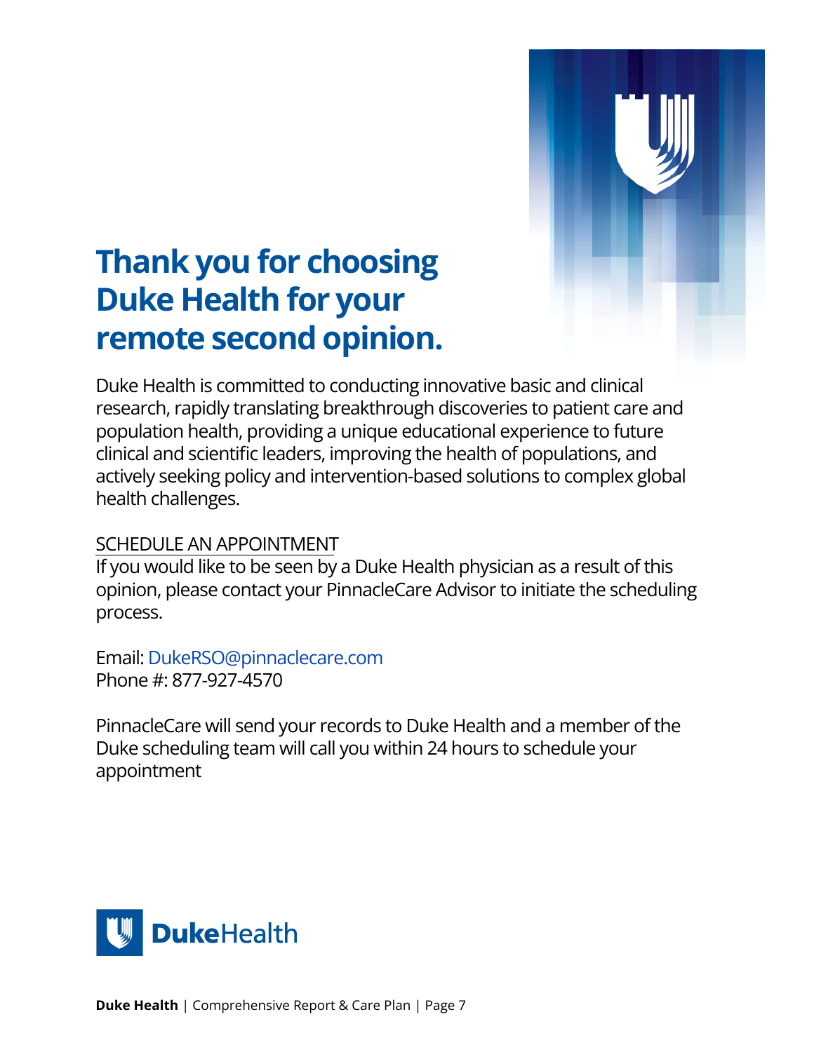# Thank you for choosing Duke Health for your remote second opinion.

Duke Health is committed to conducting innovative basic and clinical research, rapidly translating breakthrough discoveries to patient care and population health, providing a unique educational experience to future clinical and scientific leaders, improving the health of populations, and actively seeking policy and intervention-based solutions to complex global health challenges.

SCHEDULE AN APPOINTMENT

If you would like to be seen by a Duke Health physician as a result of this opinion, please contact your PinnacleCare Advisor to initiate the scheduling process.

Email: DukeRSO@pinnaclecare.com
Phone #: 877-927-4570

PinnacleCare will send your records to Duke Health and a member of the Duke scheduling team will call you within 24 hours to schedule your appointment

**Duke**Health